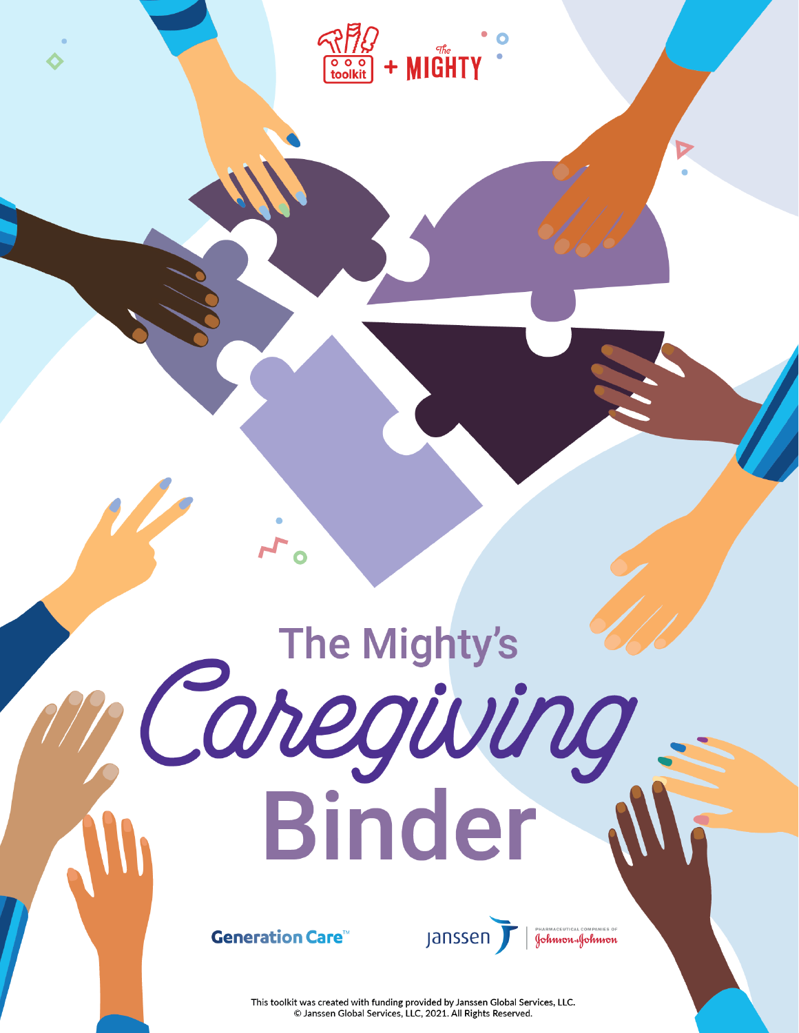toolkit + The MIGHTY

# The Mighty's *Caregiving* Binder

Generation Care™

Janssen | PHARMACEUTICAL COMPANIES OF Johnson & Johnson

This toolkit was created with funding provided by Janssen Global Services, LLC.
© Janssen Global Services, LLC, 2021. All Rights Reserved.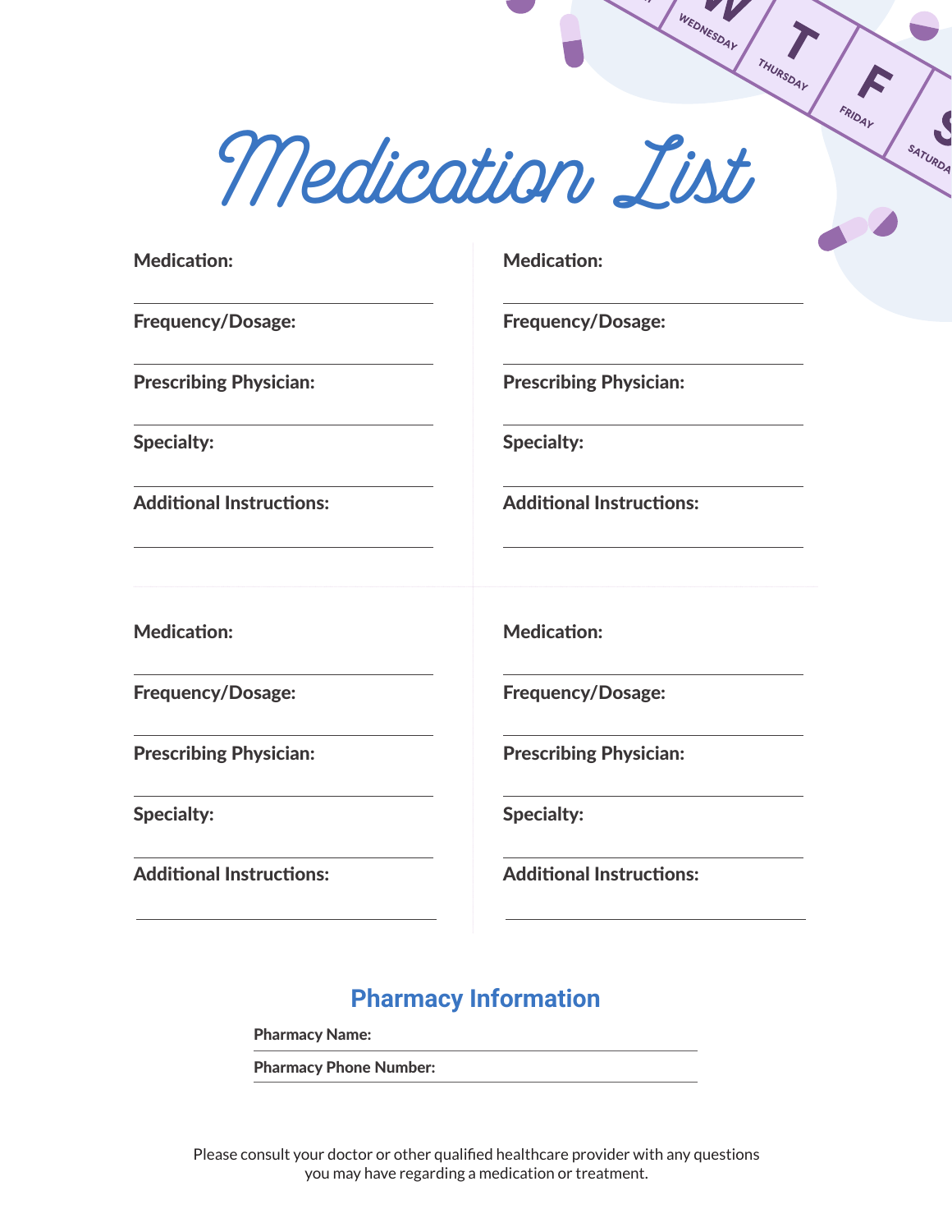# Medication List

**Medication:**

**Frequency/Dosage:**

**Prescribing Physician:**

**Specialty:**

**Additional Instructions:**

**Medication:**

**Frequency/Dosage:**

**Prescribing Physician:**

**Specialty:**

**Additional Instructions:**

**Medication:**

**Frequency/Dosage:**

**Prescribing Physician:**

**Specialty:**

**Additional Instructions:**

**Medication:**

**Frequency/Dosage:**

**Prescribing Physician:**

**Specialty:**

**Additional Instructions:**

## Pharmacy Information

**Pharmacy Name:**

**Pharmacy Phone Number:**

Please consult your doctor or other qualified healthcare provider with any questions you may have regarding a medication or treatment.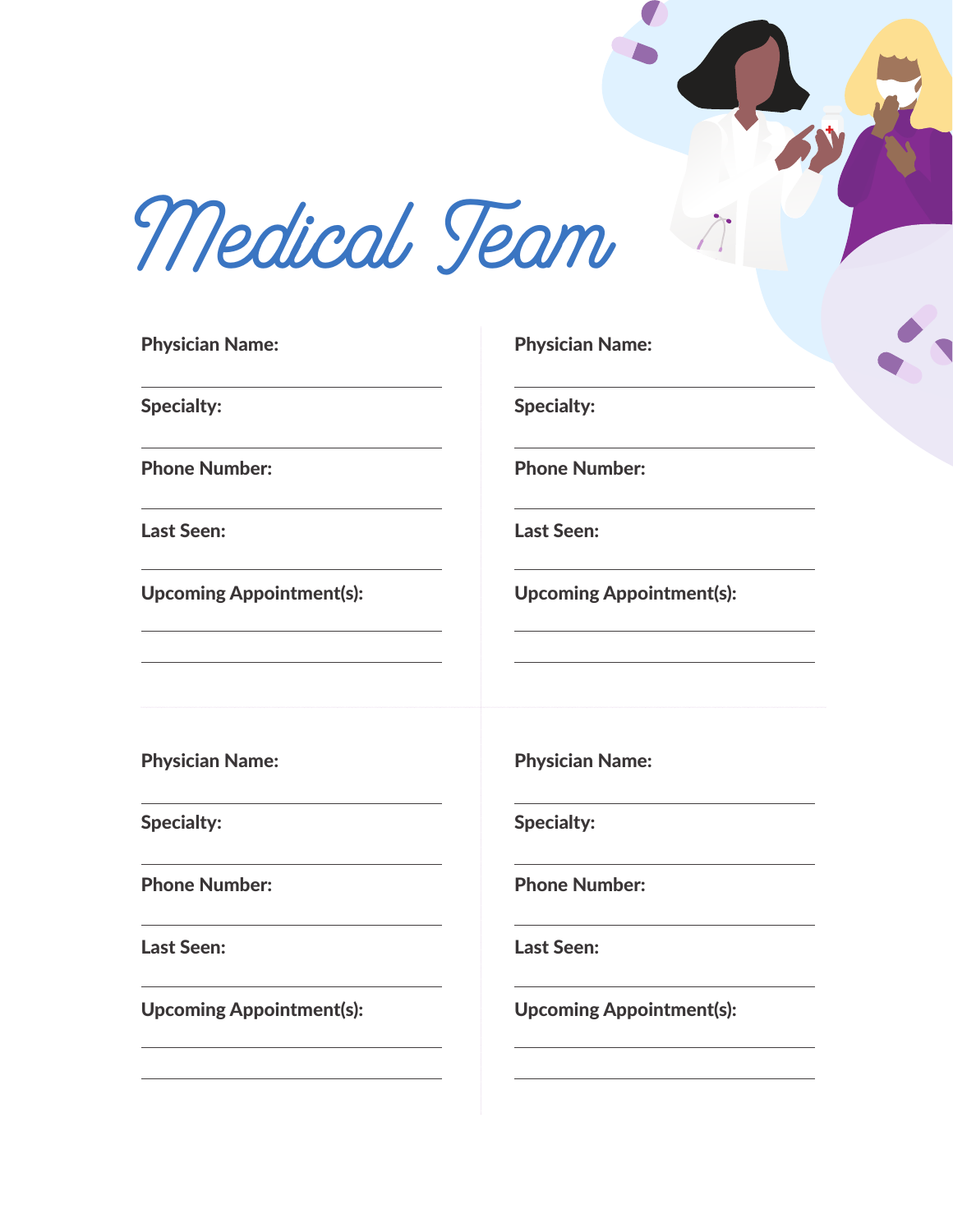# Medical Team

**Physician Name:**

**Specialty:**

**Phone Number:**

**Last Seen:**

**Upcoming Appointment(s):**

**Physician Name:**

**Specialty:**

**Phone Number:**

**Last Seen:**

**Upcoming Appointment(s):**

**Physician Name:**

**Specialty:**

**Phone Number:**

**Last Seen:**

**Upcoming Appointment(s):**

**Physician Name:**

**Specialty:**

**Phone Number:**

**Last Seen:**

**Upcoming Appointment(s):**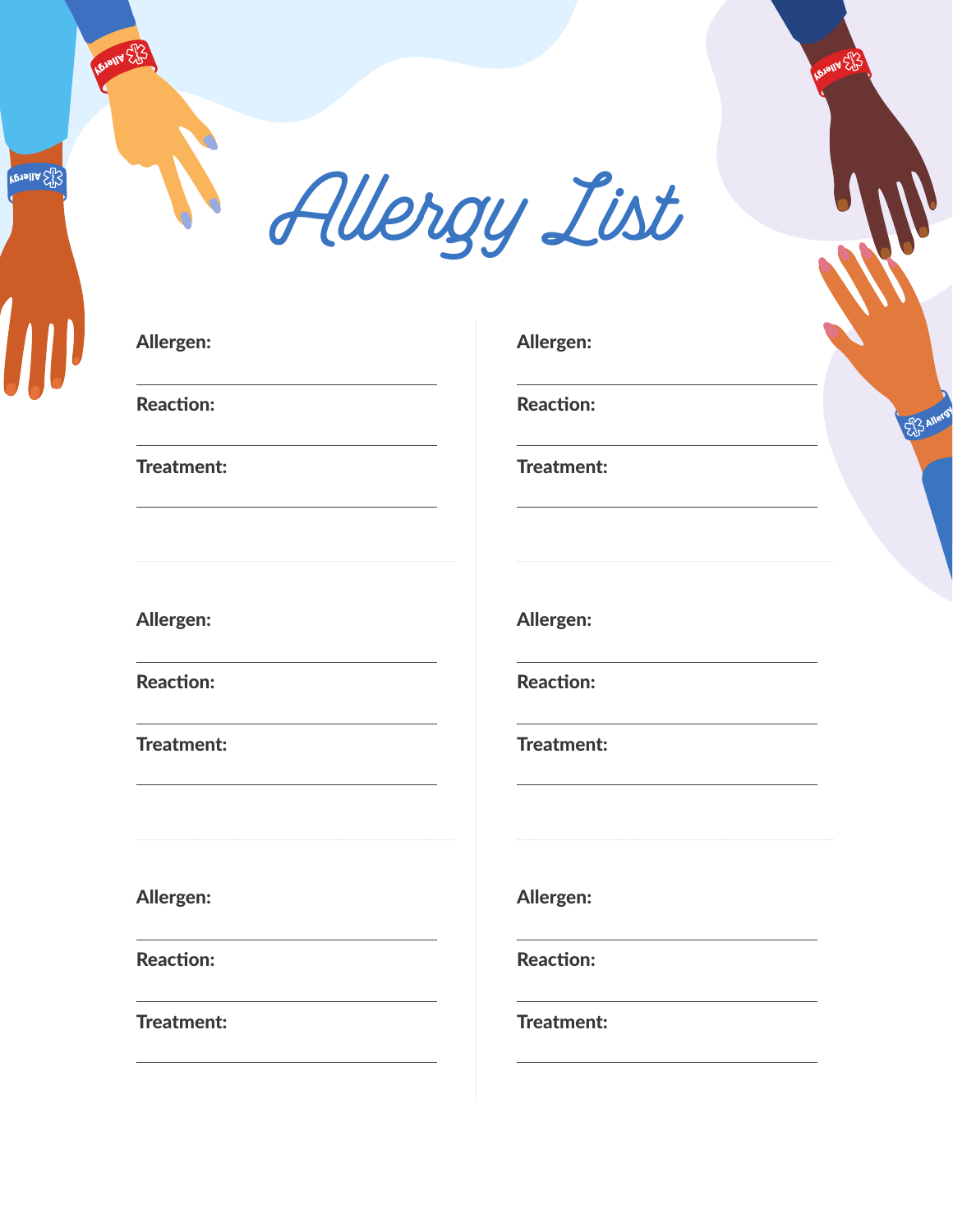# Allergy List

**Allergen:**

**Reaction:**

**Treatment:**

**Allergen:**

**Reaction:**

**Treatment:**

**Allergen:**

**Reaction:**

**Treatment:**

**Allergen:**

**Reaction:**

**Treatment:**

**Allergen:**

**Reaction:**

**Treatment:**

**Allergen:**

**Reaction:**

**Treatment:**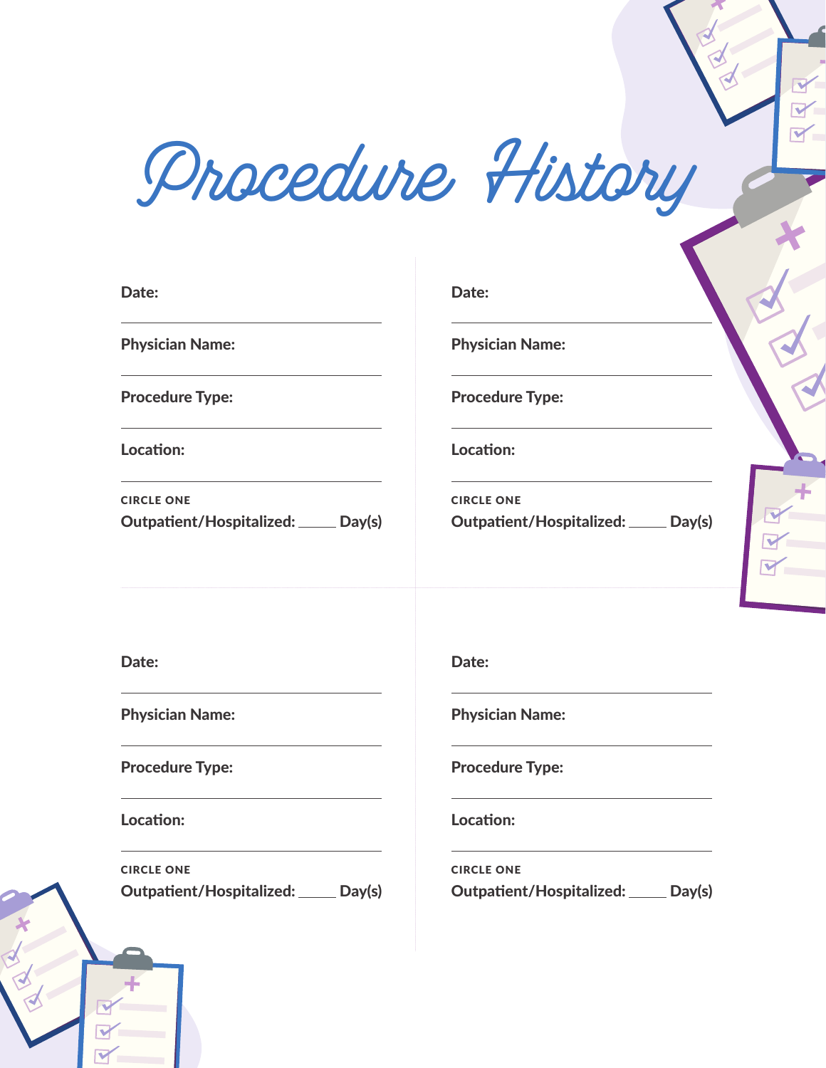# Procedure History

Date:

Physician Name:

Procedure Type:

Location:

CIRCLE ONE

Outpatient/Hospitalized: _____ Day(s)

Date:

Physician Name:

Procedure Type:

Location:

CIRCLE ONE

Outpatient/Hospitalized: _____ Day(s)

Date:

Physician Name:

Procedure Type:

Location:

CIRCLE ONE

Outpatient/Hospitalized: _____ Day(s)

Date:

Physician Name:

Procedure Type:

Location:

CIRCLE ONE

Outpatient/Hospitalized: _____ Day(s)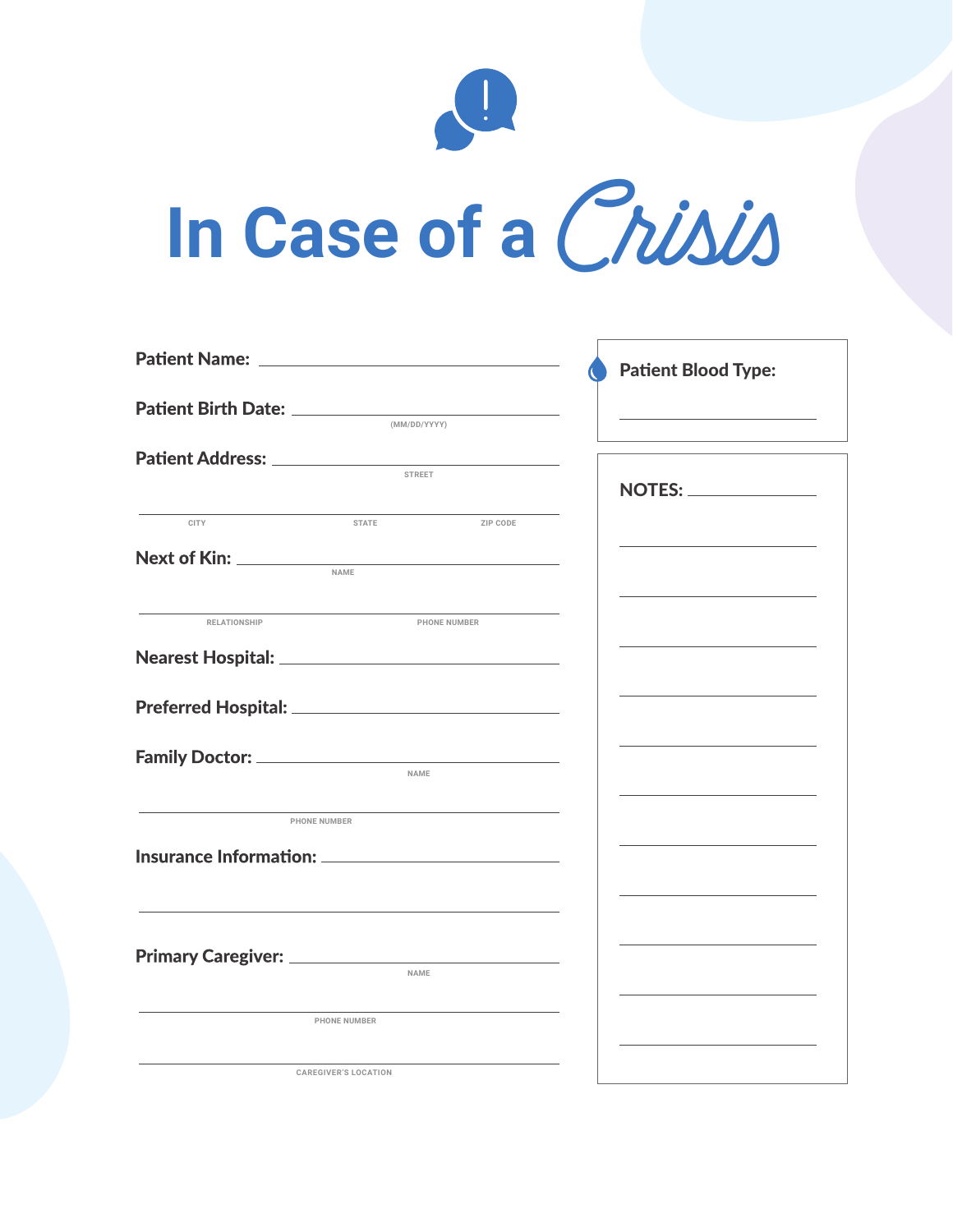# In Case of a *Crisis*

**Patient Name:** ____________________

**Patient Birth Date:** ____________________
(MM/DD/YYYY)

**Patient Address:** ____________________
STREET

____________________
CITY STATE ZIP CODE

**Next of Kin:** ____________________
NAME

____________________
RELATIONSHIP PHONE NUMBER

**Nearest Hospital:** ____________________

**Preferred Hospital:** ____________________

**Family Doctor:** ____________________
NAME

____________________
PHONE NUMBER

**Insurance Information:** ____________________

____________________

**Primary Caregiver:** ____________________
NAME

____________________
PHONE NUMBER

____________________
CAREGIVER'S LOCATION

**Patient Blood Type:**

____________________

**NOTES:** ____________________

____________________

____________________

____________________

____________________

____________________

____________________

____________________

____________________

____________________

____________________

____________________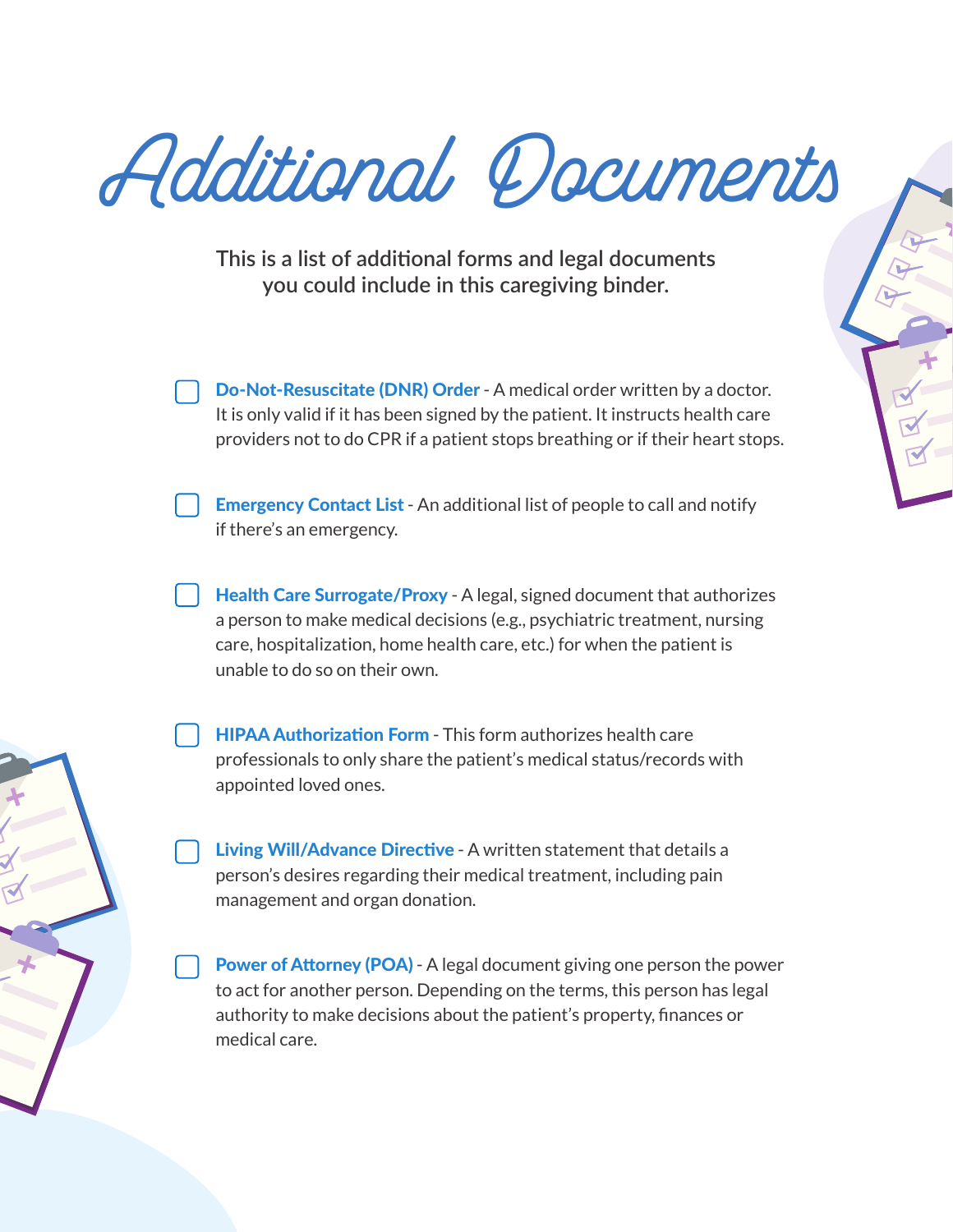# Additional Documents

This is a list of additional forms and legal documents you could include in this caregiving binder.

- [ ] **Do-Not-Resuscitate (DNR) Order** - A medical order written by a doctor. It is only valid if it has been signed by the patient. It instructs health care providers not to do CPR if a patient stops breathing or if their heart stops.

- [ ] **Emergency Contact List** - An additional list of people to call and notify if there's an emergency.

- [ ] **Health Care Surrogate/Proxy** - A legal, signed document that authorizes a person to make medical decisions (e.g., psychiatric treatment, nursing care, hospitalization, home health care, etc.) for when the patient is unable to do so on their own.

- [ ] **HIPAA Authorization Form** - This form authorizes health care professionals to only share the patient's medical status/records with appointed loved ones.

- [ ] **Living Will/Advance Directive** - A written statement that details a person's desires regarding their medical treatment, including pain management and organ donation.

- [ ] **Power of Attorney (POA)** - A legal document giving one person the power to act for another person. Depending on the terms, this person has legal authority to make decisions about the patient's property, finances or medical care.